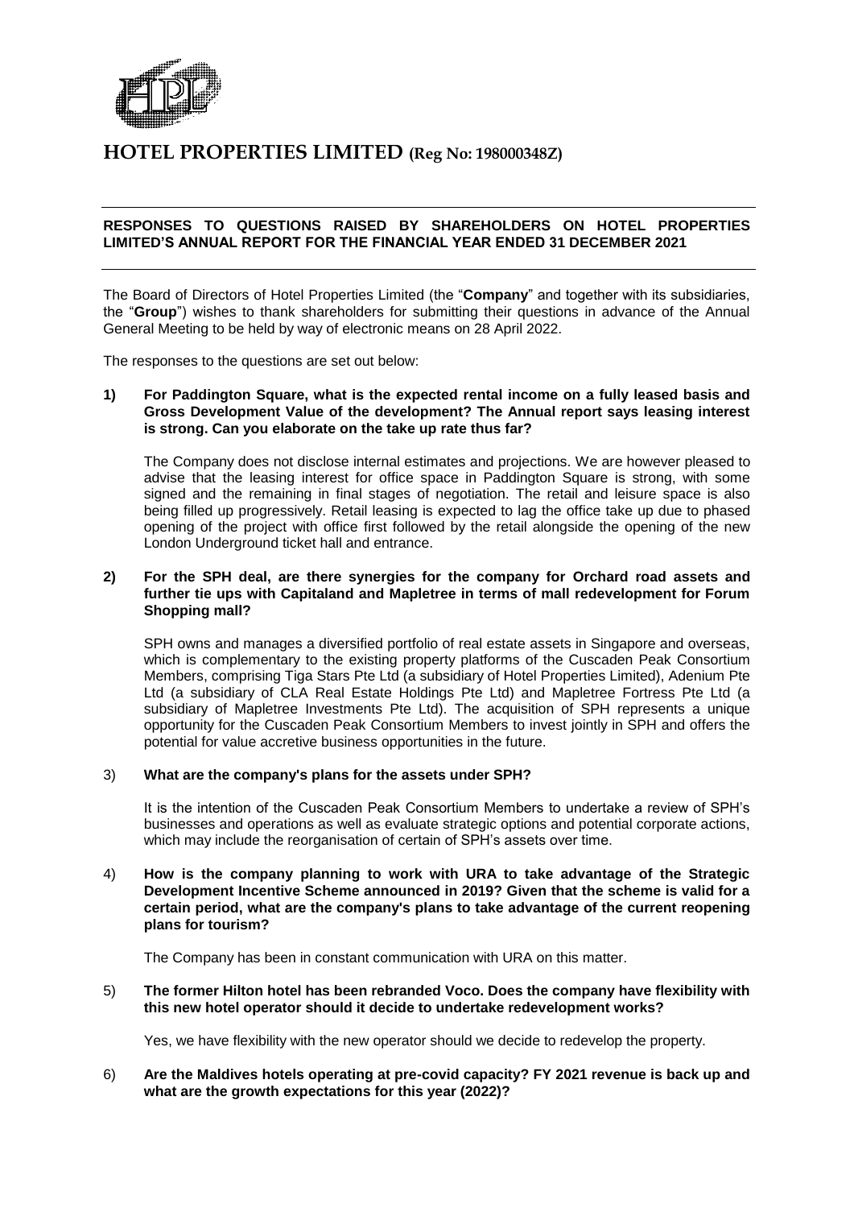# HOTEL PROPERTIES LIMITED (Reg No: 198000348Z)

**RESPONSES TO QUESTIONS RAISED BY SHAREHOLDERS ON HOTEL PROPERTIES LIMITED'S ANNUAL REPORT FOR THE FINANCIAL YEAR ENDED 31 DECEMBER 2021**

The Board of Directors of Hotel Properties Limited (the "**Company**" and together with its subsidiaries, the "**Group**") wishes to thank shareholders for submitting their questions in advance of the Annual General Meeting to be held by way of electronic means on 28 April 2022.

The responses to the questions are set out below:

**1) For Paddington Square, what is the expected rental income on a fully leased basis and Gross Development Value of the development? The Annual report says leasing interest is strong. Can you elaborate on the take up rate thus far?**

The Company does not disclose internal estimates and projections. We are however pleased to advise that the leasing interest for office space in Paddington Square is strong, with some signed and the remaining in final stages of negotiation. The retail and leisure space is also being filled up progressively. Retail leasing is expected to lag the office take up due to phased opening of the project with office first followed by the retail alongside the opening of the new London Underground ticket hall and entrance.

**2) For the SPH deal, are there synergies for the company for Orchard road assets and further tie ups with Capitaland and Mapletree in terms of mall redevelopment for Forum Shopping mall?**

SPH owns and manages a diversified portfolio of real estate assets in Singapore and overseas, which is complementary to the existing property platforms of the Cuscaden Peak Consortium Members, comprising Tiga Stars Pte Ltd (a subsidiary of Hotel Properties Limited), Adenium Pte Ltd (a subsidiary of CLA Real Estate Holdings Pte Ltd) and Mapletree Fortress Pte Ltd (a subsidiary of Mapletree Investments Pte Ltd). The acquisition of SPH represents a unique opportunity for the Cuscaden Peak Consortium Members to invest jointly in SPH and offers the potential for value accretive business opportunities in the future.

3) **What are the company's plans for the assets under SPH?**

It is the intention of the Cuscaden Peak Consortium Members to undertake a review of SPH's businesses and operations as well as evaluate strategic options and potential corporate actions, which may include the reorganisation of certain of SPH's assets over time.

4) **How is the company planning to work with URA to take advantage of the Strategic Development Incentive Scheme announced in 2019? Given that the scheme is valid for a certain period, what are the company's plans to take advantage of the current reopening plans for tourism?**

The Company has been in constant communication with URA on this matter.

5) **The former Hilton hotel has been rebranded Voco. Does the company have flexibility with this new hotel operator should it decide to undertake redevelopment works?**

Yes, we have flexibility with the new operator should we decide to redevelop the property.

6) **Are the Maldives hotels operating at pre-covid capacity? FY 2021 revenue is back up and what are the growth expectations for this year (2022)?**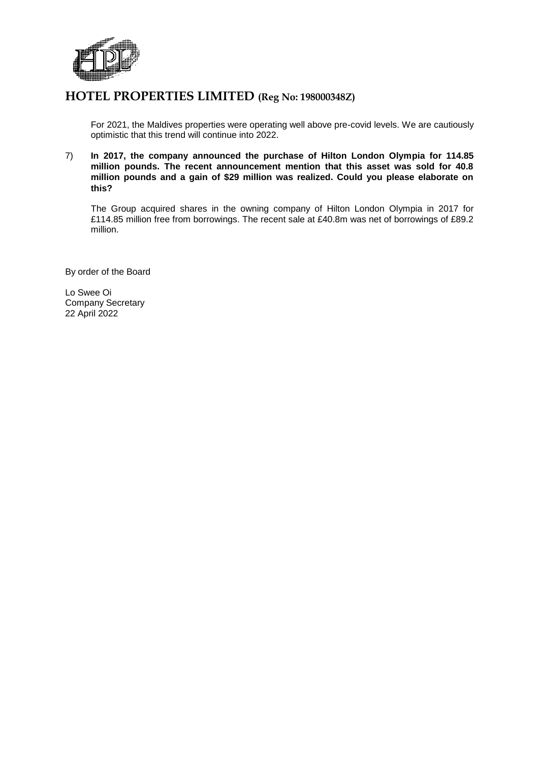# HOTEL PROPERTIES LIMITED (Reg No: 198000348Z)

For 2021, the Maldives properties were operating well above pre-covid levels. We are cautiously optimistic that this trend will continue into 2022.

7) **In 2017, the company announced the purchase of Hilton London Olympia for 114.85 million pounds. The recent announcement mention that this asset was sold for 40.8 million pounds and a gain of $29 million was realized. Could you please elaborate on this?**

The Group acquired shares in the owning company of Hilton London Olympia in 2017 for £114.85 million free from borrowings. The recent sale at £40.8m was net of borrowings of £89.2 million.

By order of the Board

Lo Swee Oi
Company Secretary
22 April 2022